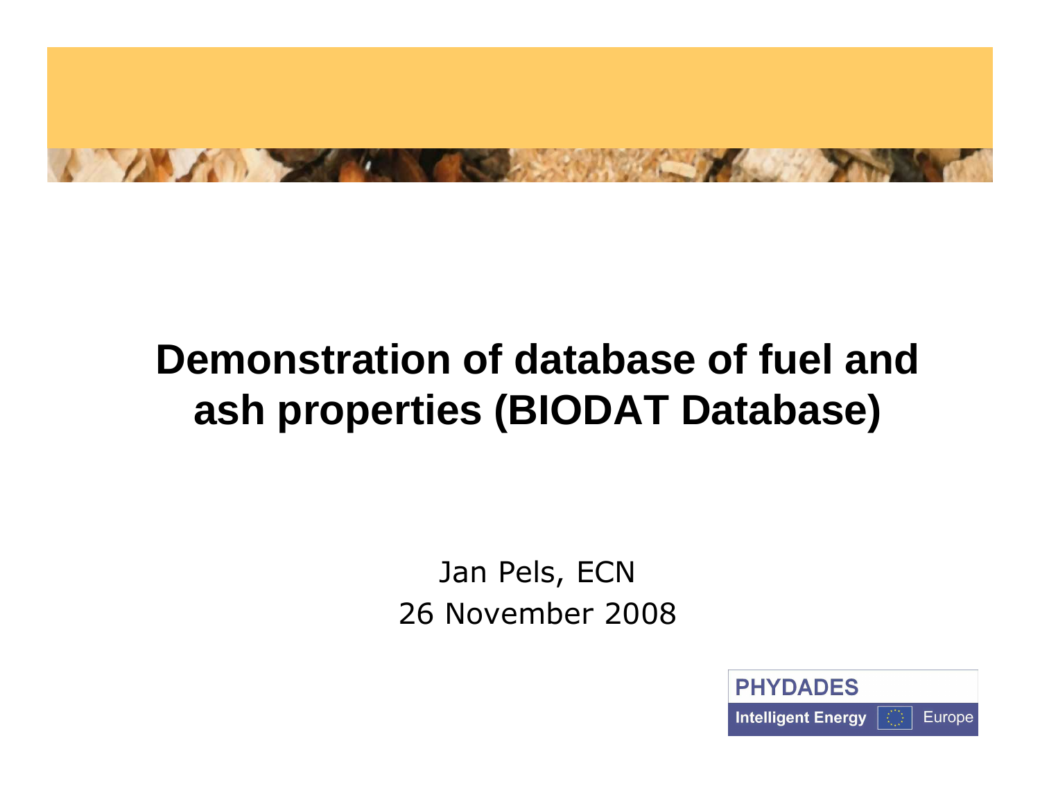# Demonstration of database of fuel and ash properties (BIODAT Database)

Jan Pels, ECN

26 November 2008

PHYDADES

Intelligent Energy Europe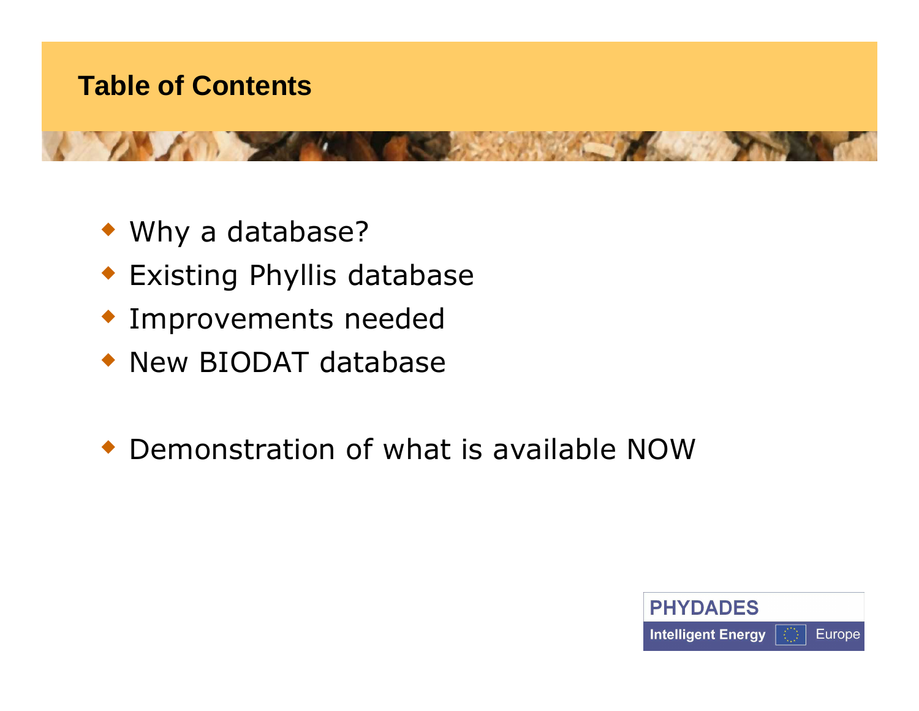# Table of Contents

- Why a database?
- Existing Phyllis database
- Improvements needed
- New BIODAT database

- Demonstration of what is available NOW

PHYDADES

Intelligent Energy Europe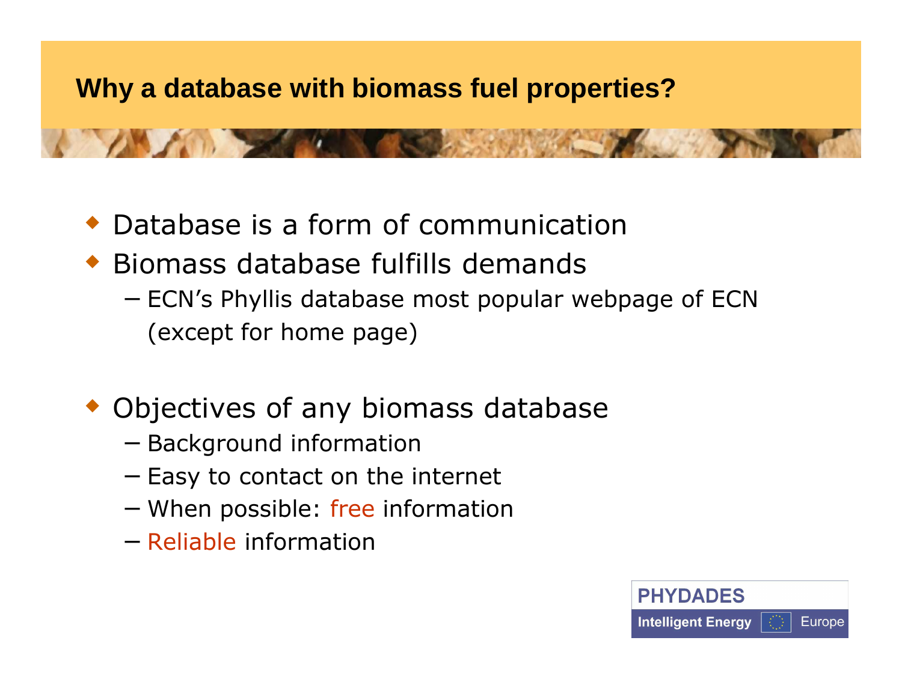# Why a database with biomass fuel properties?

- Database is a form of communication
- Biomass database fulfills demands
  - ECN's Phyllis database most popular webpage of ECN (except for home page)

- Objectives of any biomass database
  - Background information
  - Easy to contact on the internet
  - When possible: free information
  - Reliable information

PHYDADES
Intelligent Energy Europe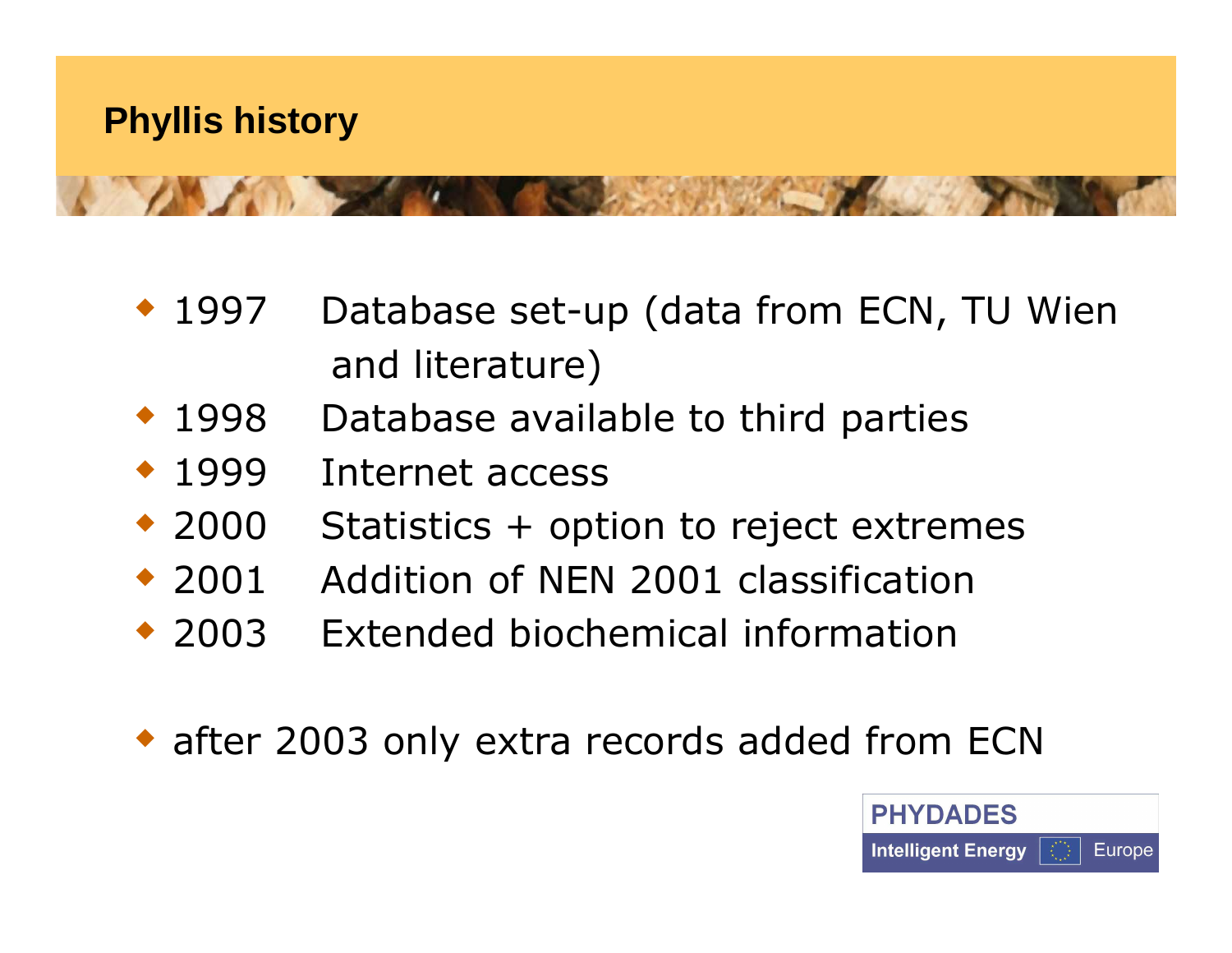# Phyllis history

- 1997 Database set-up (data from ECN, TU Wien and literature)
- 1998 Database available to third parties
- 1999 Internet access
- 2000 Statistics + option to reject extremes
- 2001 Addition of NEN 2001 classification
- 2003 Extended biochemical information

- after 2003 only extra records added from ECN

PHYDADES

Intelligent Energy Europe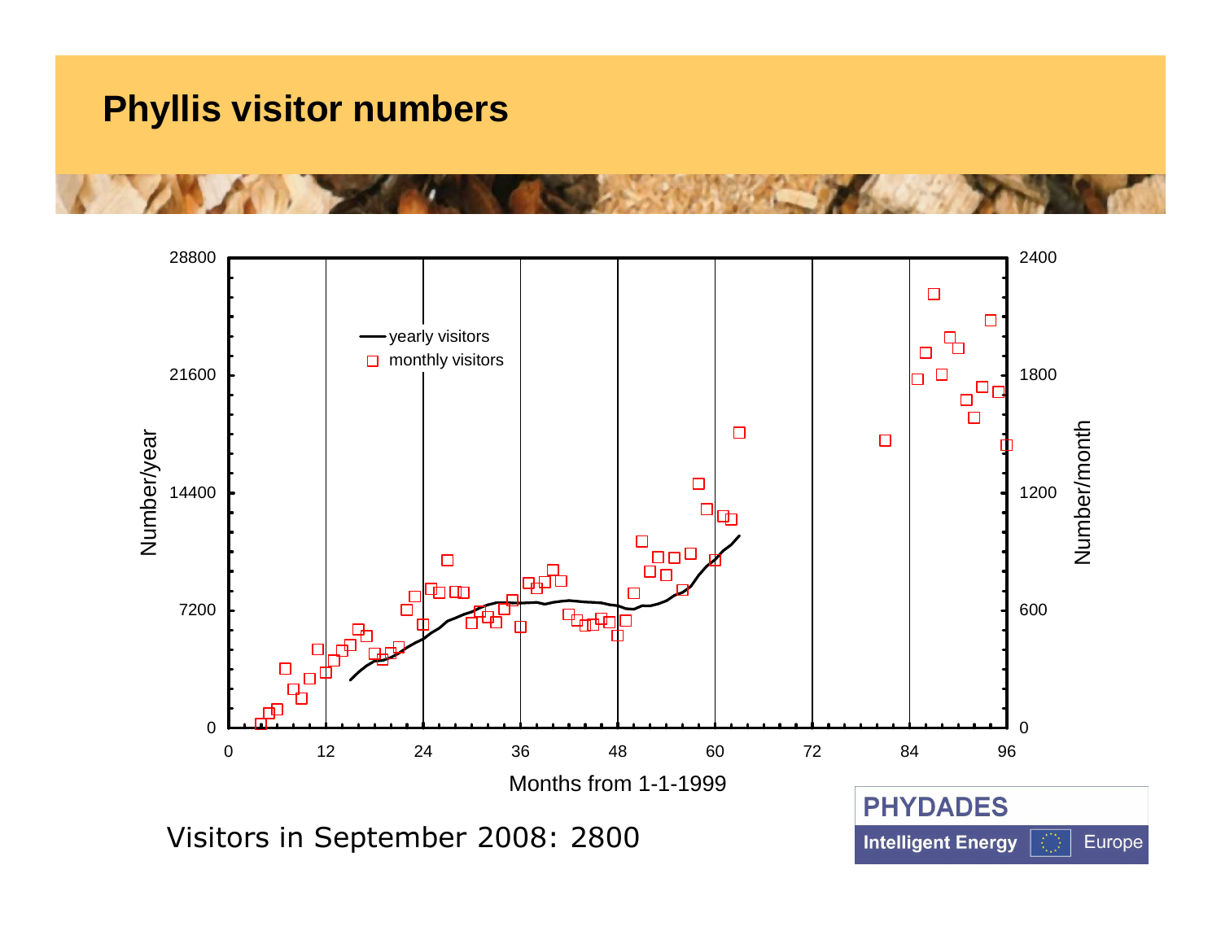# Phyllis visitor numbers

Visitors in September 2008: 2800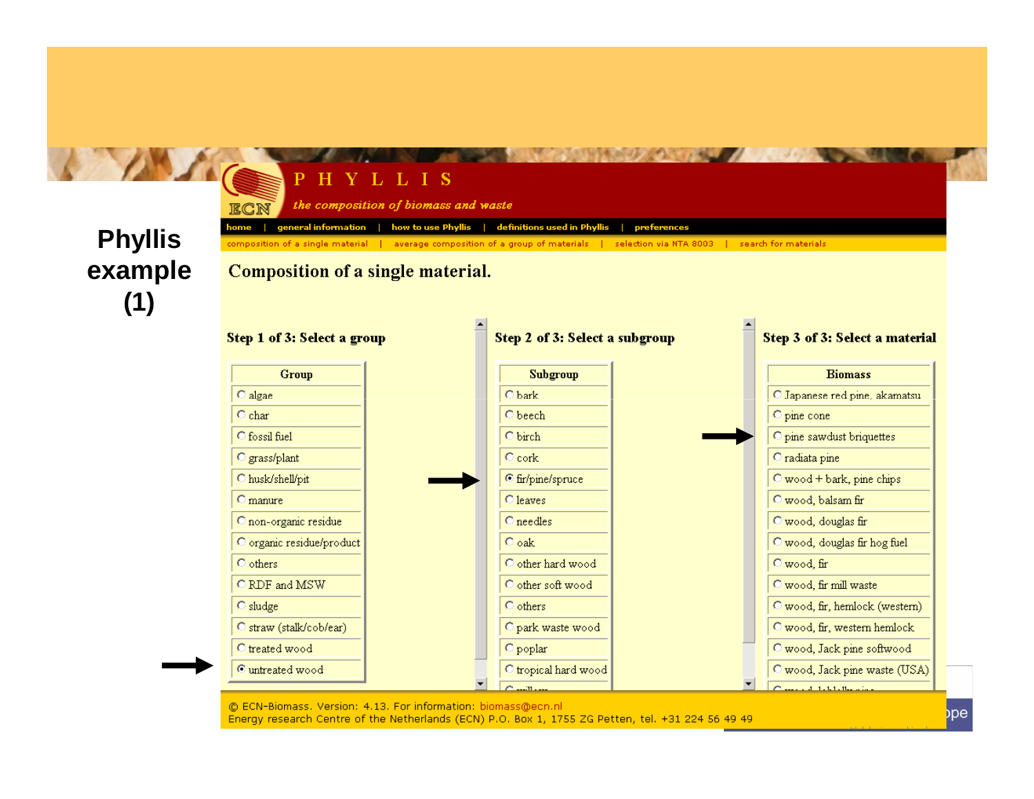# Phyllis example (1)

P H Y L L I S

*the composition of biomass and waste*

home | general information | how to use Phyllis | definitions used in Phyllis | preferences

composition of a single material | average composition of a group of materials | selection via NTA 8003 | search for materials

## Composition of a single material.

**Step 1 of 3: Select a group**

| Group |
|---|
| algae |
| char |
| fossil fuel |
| grass/plant |
| husk/shell/pit |
| manure |
| non-organic residue |
| organic residue/product |
| others |
| RDF and MSW |
| sludge |
| straw (stalk/cob/ear) |
| treated wood |
| ◉ untreated wood |

**Step 2 of 3: Select a subgroup**

| Subgroup |
|---|
| bark |
| beech |
| birch |
| cork |
| ◉ fir/pine/spruce |
| leaves |
| needles |
| oak |
| other hard wood |
| other soft wood |
| others |
| park waste wood |
| poplar |
| tropical hard wood |

**Step 3 of 3: Select a material**

| Biomass |
|---|
| Japanese red pine, akamatsu |
| pine cone |
| pine sawdust briquettes |
| radiata pine |
| wood + bark, pine chips |
| wood, balsam fir |
| wood, douglas fir |
| wood, douglas fir hog fuel |
| wood, fir |
| wood, fir mill waste |
| wood, fir, hemlock (western) |
| wood, fir, western hemlock |
| wood, Jack pine softwood |
| wood, Jack pine waste (USA) |

© ECN-Biomass. Version: 4.13. For information: biomass@ecn.nl
Energy research Centre of the Netherlands (ECN) P.O. Box 1, 1755 ZG Petten, tel. +31 224 56 49 49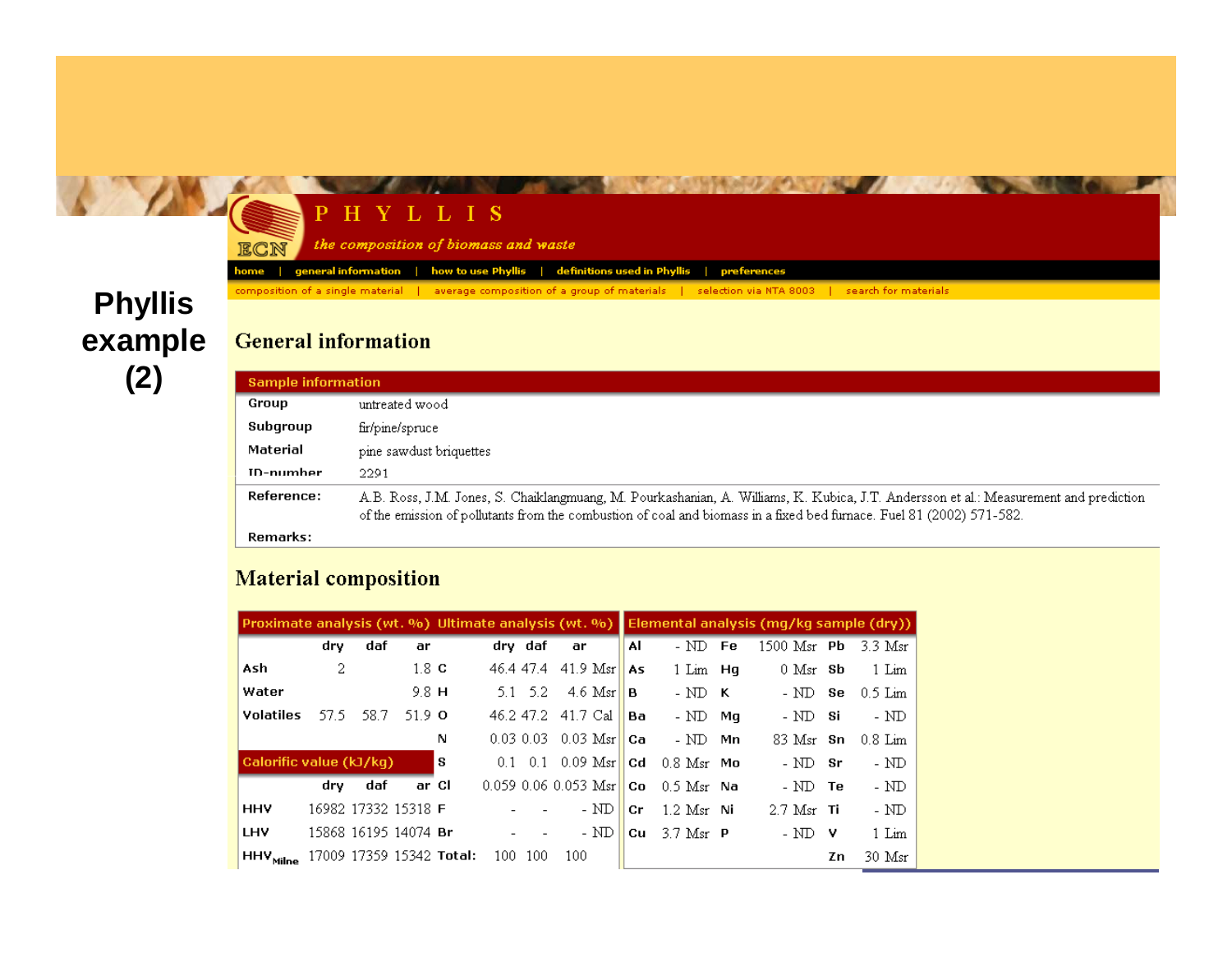# Phyllis example (2)

**PHYLLIS**

*the composition of biomass and waste*

home | general information | how to use Phyllis | definitions used in Phyllis | preferences

composition of a single material | average composition of a group of materials | selection via NTA 8003 | search for materials

## General information

| Sample information | |
|---|---|
| **Group** | untreated wood |
| **Subgroup** | fir/pine/spruce |
| **Material** | pine sawdust briquettes |
| **ID-number** | 2291 |
| **Reference:** | A.B. Ross, J.M. Jones, S. Chaiklangmuang, M. Pourkashanian, A. Williams, K. Kubica, J.T. Andersson et al.: Measurement and prediction of the emission of pollutants from the combustion of coal and biomass in a fixed bed furnace. Fuel 81 (2002) 571-582. |
| **Remarks:** | |

## Material composition

| Proximate analysis (wt. %) | dry | daf | ar |
|---|---|---|---|
| **Ash** | 2 | | 1.8 |
| **Water** | | | 9.8 |
| **Volatiles** | 57.5 | 58.7 | 51.9 |

| Calorific value (kJ/kg) | dry | daf | ar |
|---|---|---|---|
| **HHV** | 16982 | 17332 | 15318 |
| **LHV** | 15868 | 16195 | 14074 |
| **$HHV_{Milne}$** | 17009 | 17359 | 15342 |

| Ultimate analysis (wt. %) | dry | daf | ar |
|---|---|---|---|
| **C** | 46.4 | 47.4 | 41.9 Msr |
| **H** | 5.1 | 5.2 | 4.6 Msr |
| **O** | 46.2 | 47.2 | 41.7 Cal |
| **N** | 0.03 | 0.03 | 0.03 Msr |
| **S** | 0.1 | 0.1 | 0.09 Msr |
| **Cl** | 0.059 | 0.06 | 0.053 Msr |
| **F** | - | - | - ND |
| **Br** | - | - | - ND |
| **Total:** | 100 | 100 | 100 |

| Elemental analysis (mg/kg sample (dry)) | | | | | |
|---|---|---|---|---|---|
| **Al** | - ND | **Fe** | 1500 Msr | **Pb** | 3.3 Msr |
| **As** | 1 Lim | **Hg** | 0 Msr | **Sb** | 1 Lim |
| **B** | - ND | **K** | - ND | **Se** | 0.5 Lim |
| **Ba** | - ND | **Mg** | - ND | **Si** | - ND |
| **Ca** | - ND | **Mn** | 83 Msr | **Sn** | 0.8 Lim |
| **Cd** | 0.8 Msr | **Mo** | - ND | **Sr** | - ND |
| **Co** | 0.5 Msr | **Na** | - ND | **Te** | - ND |
| **Cr** | 1.2 Msr | **Ni** | 2.7 Msr | **Ti** | - ND |
| **Cu** | 3.7 Msr | **P** | - ND | **V** | 1 Lim |
| | | | | **Zn** | 30 Msr |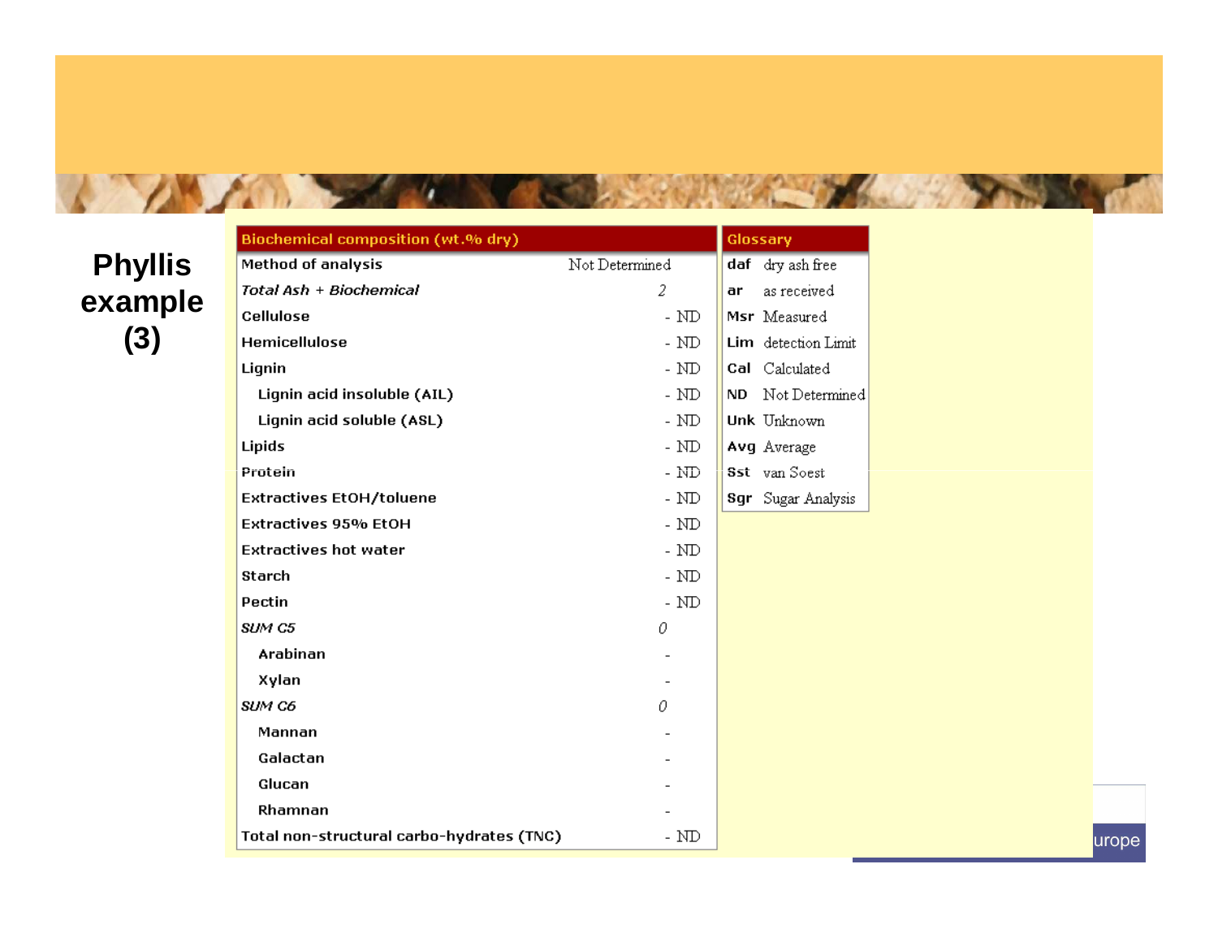# Phyllis example (3)

| Biochemical composition (wt.% dry) | |
|---|---|
| Method of analysis | Not Determined |
| *Total Ash + Biochemical* | *2* |
| Cellulose | - ND |
| Hemicellulose | - ND |
| Lignin | - ND |
| Lignin acid insoluble (AIL) | - ND |
| Lignin acid soluble (ASL) | - ND |
| Lipids | - ND |
| Protein | - ND |
| Extractives EtOH/toluene | - ND |
| Extractives 95% EtOH | - ND |
| Extractives hot water | - ND |
| Starch | - ND |
| Pectin | - ND |
| *SUM C5* | *0* |
| Arabinan | - |
| Xylan | - |
| *SUM C6* | *0* |
| Mannan | - |
| Galactan | - |
| Glucan | - |
| Rhamnan | - |
| Total non-structural carbo-hydrates (TNC) | - ND |

| Glossary | |
|---|---|
| daf | dry ash free |
| ar | as received |
| Msr | Measured |
| Lim | detection Limit |
| Cal | Calculated |
| ND | Not Determined |
| Unk | Unknown |
| Avg | Average |
| Sst | van Soest |
| Sgr | Sugar Analysis |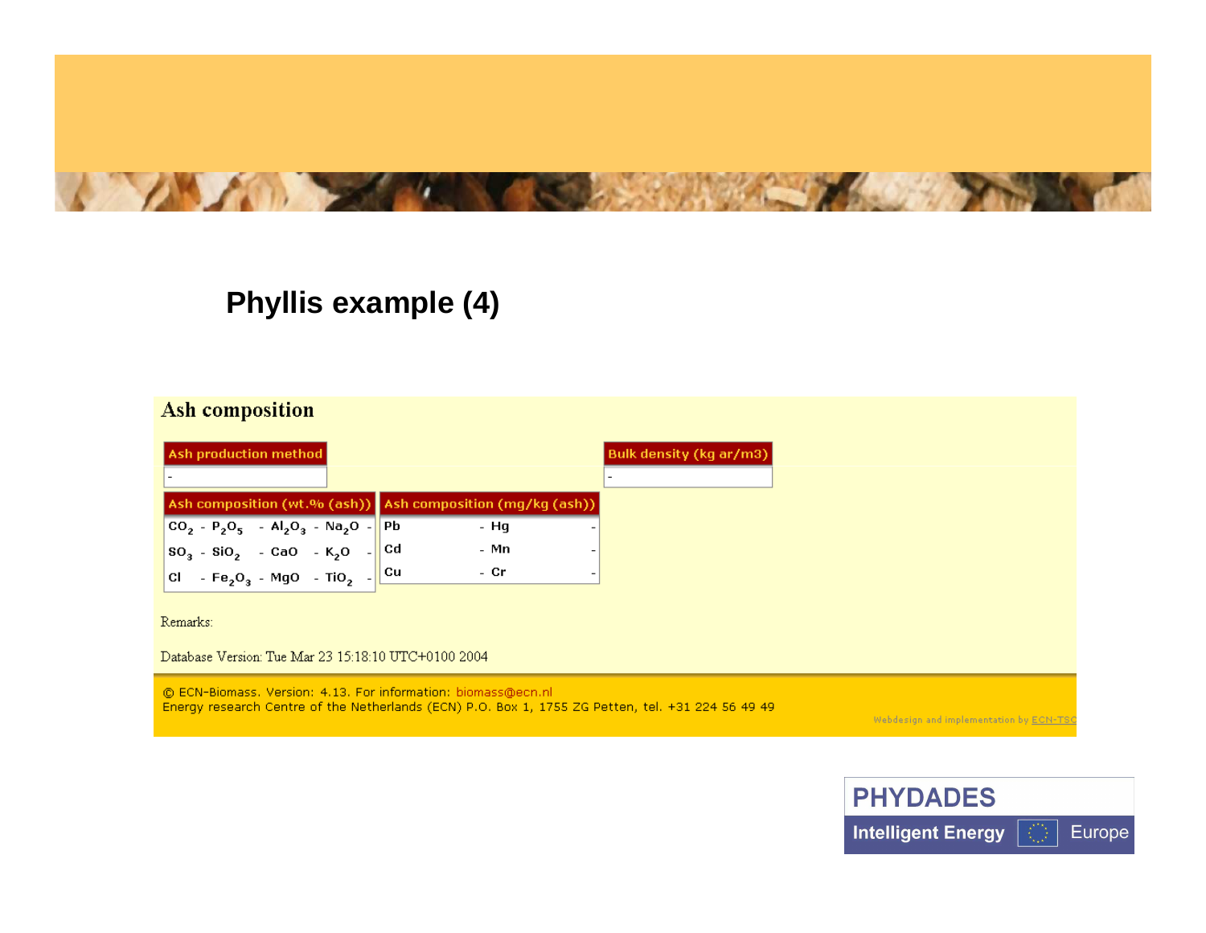# Phyllis example (4)

## Ash composition

| Ash production method |
|---|
| - |

| Bulk density (kg ar/m3) |
|---|
| - |

| Ash composition (wt.% (ash)) | | | | | | | |
|---|---|---|---|---|---|---|---|
| $CO_2$ | - | $P_2O_5$ | - | $Al_2O_3$ | - | $Na_2O$ | - |
| $SO_3$ | - | $SiO_2$ | - | CaO | - | $K_2O$ | - |
| Cl | - | $Fe_2O_3$ | - | MgO | - | $TiO_2$ | - |

| Ash composition (mg/kg (ash)) | | | |
|---|---|---|---|
| Pb | - | Hg | - |
| Cd | - | Mn | - |
| Cu | - | Cr | - |

Remarks:

Database Version: Tue Mar 23 15:18:10 UTC+0100 2004

© ECN-Biomass. Version: 4.13. For information: biomass@ecn.nl
Energy research Centre of the Netherlands (ECN) P.O. Box 1, 1755 ZG Petten, tel. +31 224 56 49 49

Webdesign and implementation by ECN-TSC

PHYDADES
Intelligent Energy Europe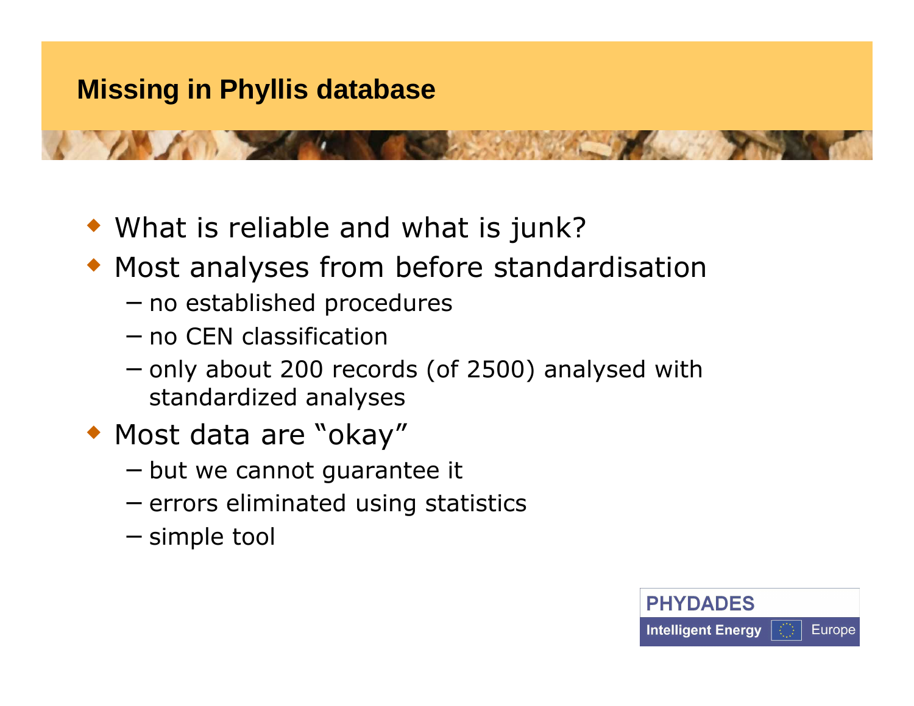## Missing in Phyllis database

- What is reliable and what is junk?
- Most analyses from before standardisation
  - no established procedures
  - no CEN classification
  - only about 200 records (of 2500) analysed with standardized analyses
- Most data are “okay”
  - but we cannot guarantee it
  - errors eliminated using statistics
  - simple tool

PHYDADES

Intelligent Energy Europe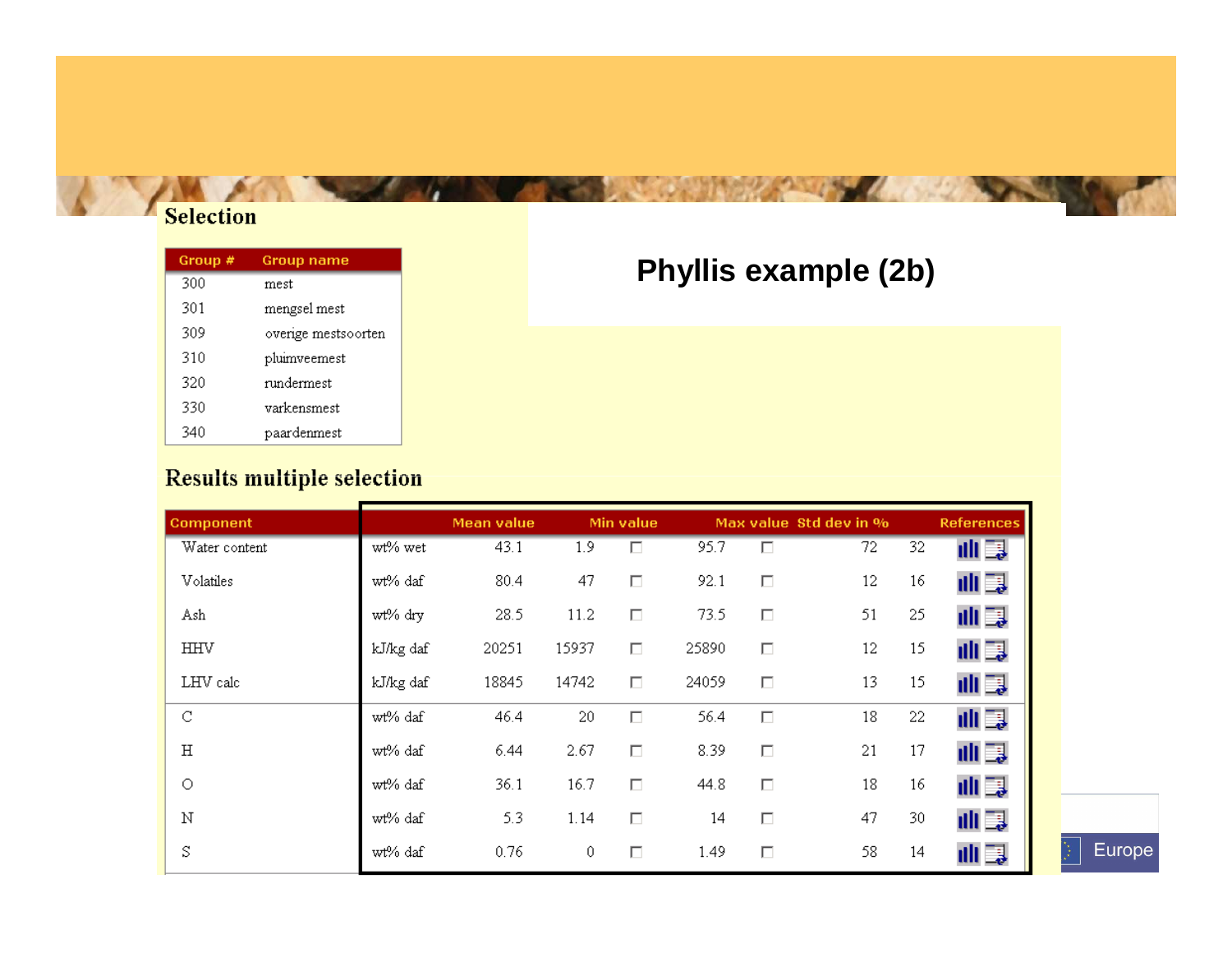# Phyllis example (2b)

## Selection

| Group # | Group name |
|---|---|
| 300 | mest |
| 301 | mengsel mest |
| 309 | overige mestsoorten |
| 310 | pluimveemest |
| 320 | rundermest |
| 330 | varkensmest |
| 340 | paardenmest |

## Results multiple selection

| Component | | Mean value | Min value | | Max value | | Std dev in % | | References |
|---|---|---|---|---|---|---|---|---|---|
| Water content | wt% wet | 43.1 | 1.9 | | 95.7 | | 72 | 32 | |
| Volatiles | wt% daf | 80.4 | 47 | | 92.1 | | 12 | 16 | |
| Ash | wt% dry | 28.5 | 11.2 | | 73.5 | | 51 | 25 | |
| HHV | kJ/kg daf | 20251 | 15937 | | 25890 | | 12 | 15 | |
| LHV calc | kJ/kg daf | 18845 | 14742 | | 24059 | | 13 | 15 | |
| C | wt% daf | 46.4 | 20 | | 56.4 | | 18 | 22 | |
| H | wt% daf | 6.44 | 2.67 | | 8.39 | | 21 | 17 | |
| O | wt% daf | 36.1 | 16.7 | | 44.8 | | 18 | 16 | |
| N | wt% daf | 5.3 | 1.14 | | 14 | | 47 | 30 | |
| S | wt% daf | 0.76 | 0 | | 1.49 | | 58 | 14 | |

Europe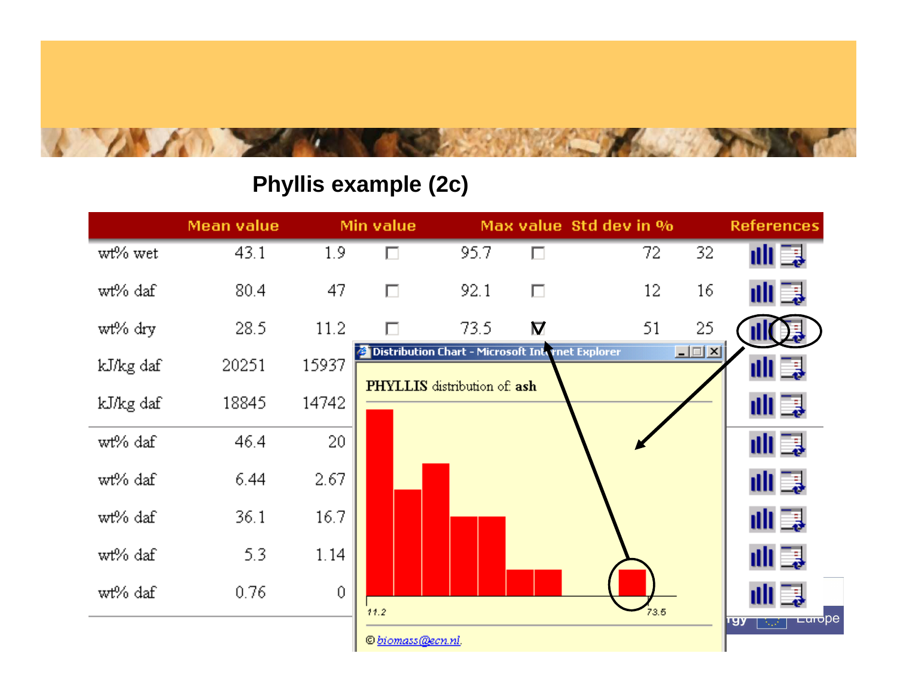## Phyllis example (2c)

| | Mean value | Min value | | Max value | | Std dev in % | | References |
|---|---|---|---|---|---|---|---|---|
| wt% wet | 43.1 | 1.9 | ☐ | 95.7 | ☐ | 72 | 32 | |
| wt% daf | 80.4 | 47 | ☐ | 92.1 | ☐ | 12 | 16 | |
| wt% dry | 28.5 | 11.2 | ☐ | 73.5 | ☑ | 51 | 25 | |
| kJ/kg daf | 20251 | 15937 | | | | | | |
| kJ/kg daf | 18845 | 14742 | | | | | | |
| wt% daf | 46.4 | 20 | | | | | | |
| wt% daf | 6.44 | 2.67 | | | | | | |
| wt% daf | 36.1 | 16.7 | | | | | | |
| wt% daf | 5.3 | 1.14 | | | | | | |
| wt% daf | 0.76 | 0 | | | | | | |

Distribution Chart - Microsoft Internet Explorer

**PHYLLIS** distribution of: **ash**

11.2 — 73.5

© biomass@ecn.nl.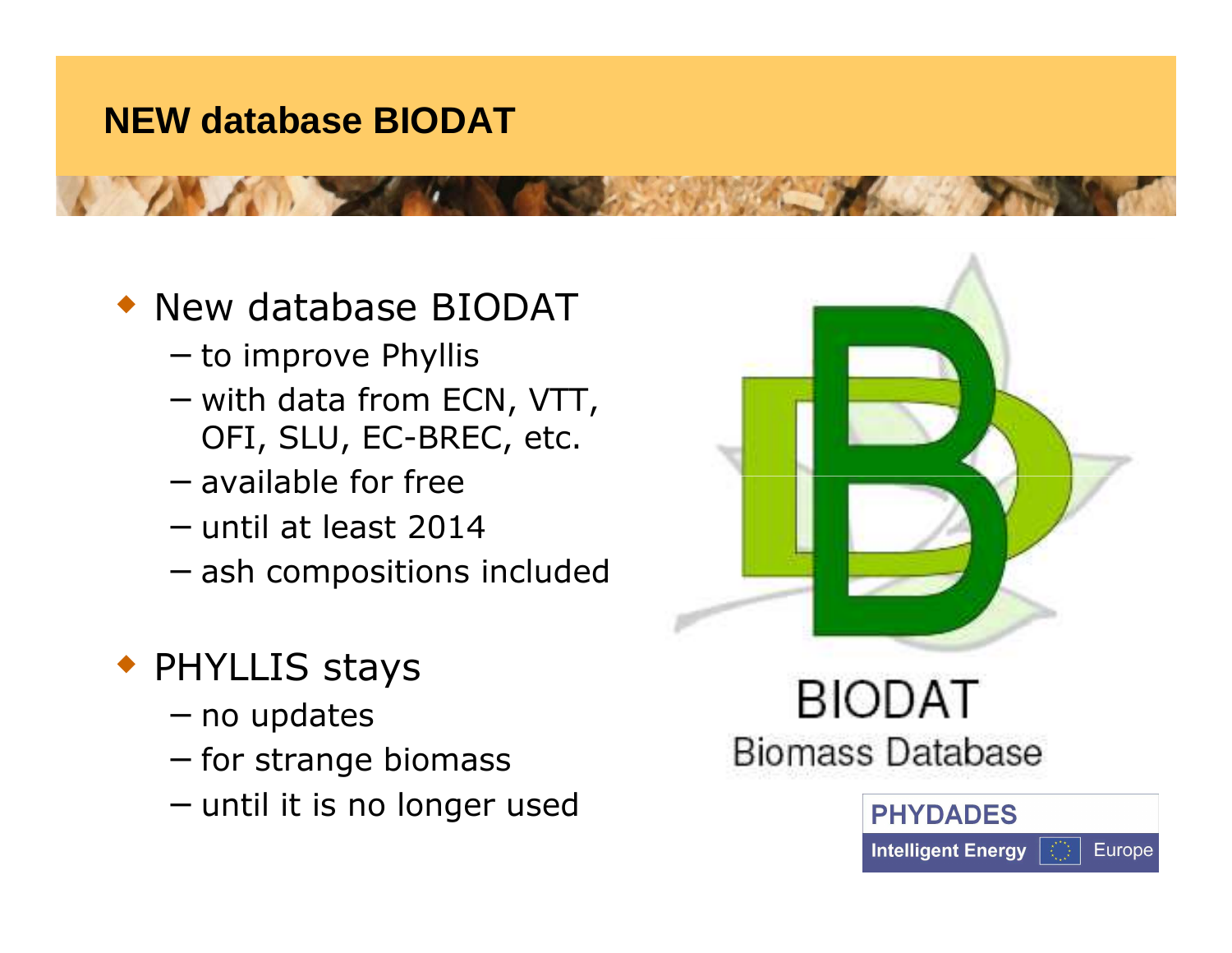# NEW database BIODAT

- New database BIODAT
  - to improve Phyllis
  - with data from ECN, VTT, OFI, SLU, EC-BREC, etc.
  - available for free
  - until at least 2014
  - ash compositions included

- PHYLLIS stays
  - no updates
  - for strange biomass
  - until it is no longer used

BIODAT
Biomass Database

PHYDADES
Intelligent Energy Europe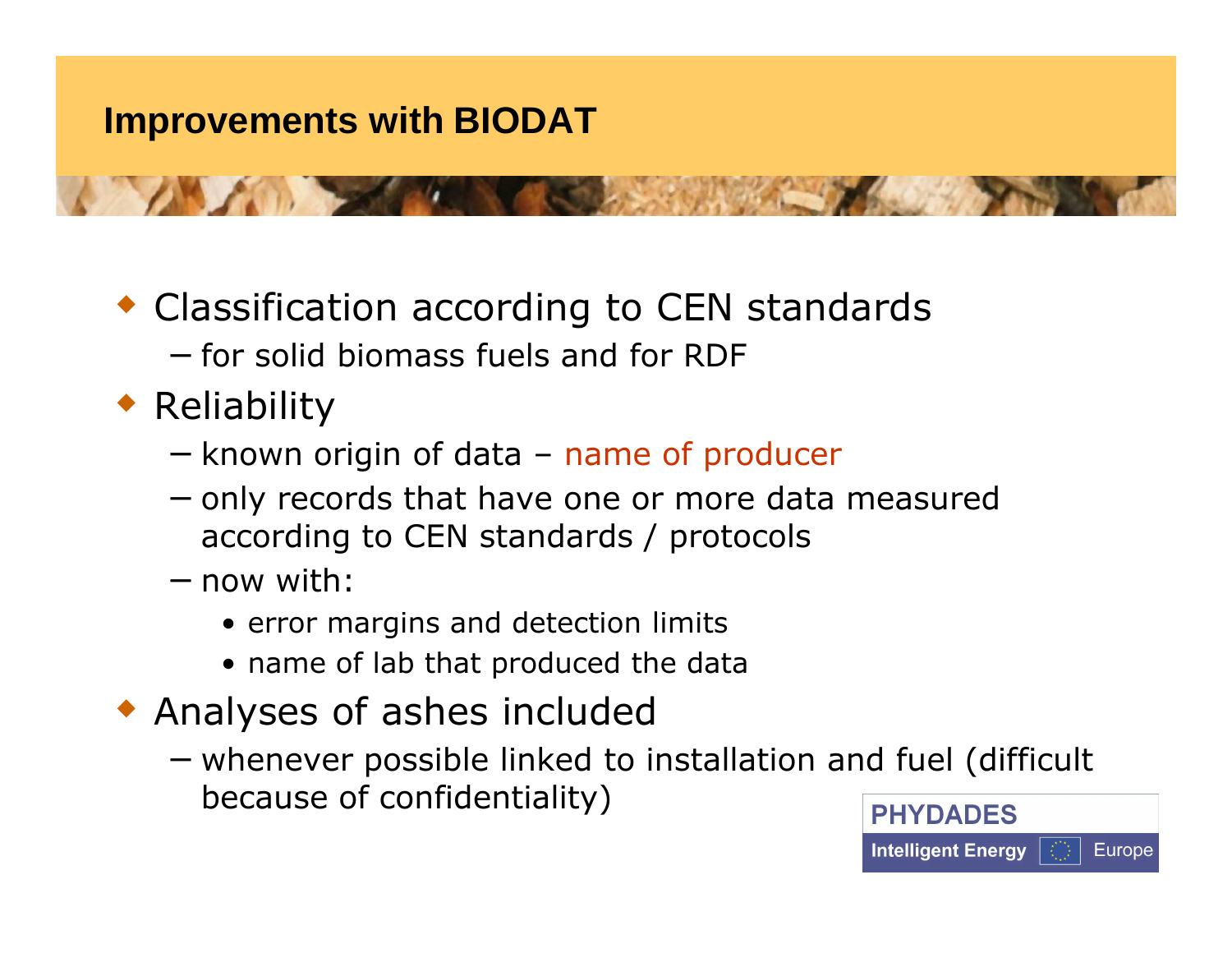# Improvements with BIODAT

- Classification according to CEN standards
  - for solid biomass fuels and for RDF
- Reliability
  - known origin of data – name of producer
  - only records that have one or more data measured according to CEN standards / protocols
  - now with:
    - error margins and detection limits
    - name of lab that produced the data
- Analyses of ashes included
  - whenever possible linked to installation and fuel (difficult because of confidentiality)

PHYDADES

Intelligent Energy Europe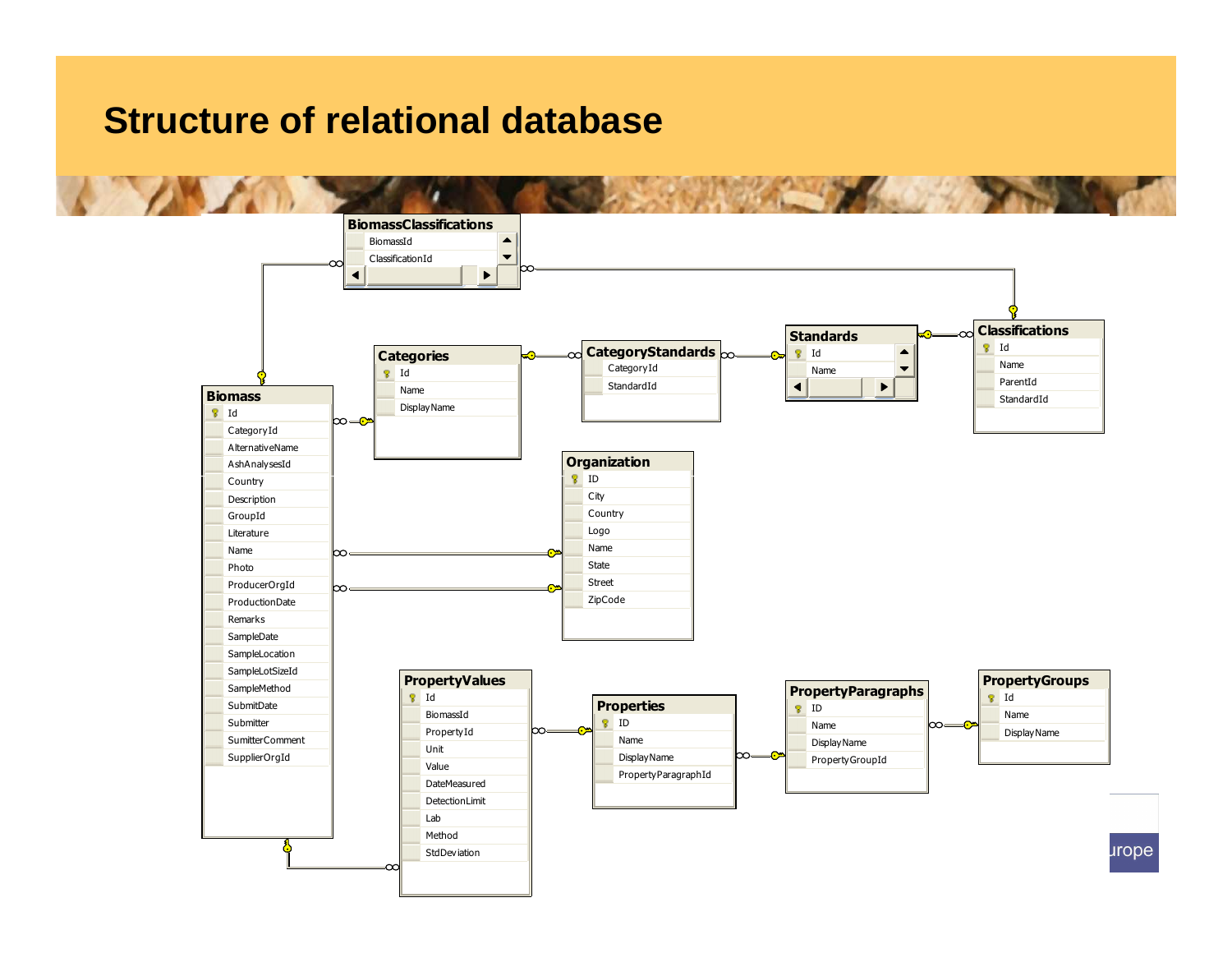# Structure of relational database

**BiomassClassifications**
- BiomassId
- ClassificationId

**Classifications**
- Id
- Name
- ParentId
- StandardId

**Standards**
- Id
- Name

**CategoryStandards**
- CategoryId
- StandardId

**Categories**
- Id
- Name
- DisplayName

**Biomass**
- Id
- CategoryId
- AlternativeName
- AshAnalysesId
- Country
- Description
- GroupId
- Literature
- Name
- Photo
- ProducerOrgId
- ProductionDate
- Remarks
- SampleDate
- SampleLocation
- SampleLotSizeId
- SampleMethod
- SubmitDate
- Submitter
- SumitterComment
- SupplierOrgId

**Organization**
- ID
- City
- Country
- Logo
- Name
- State
- Street
- ZipCode

**PropertyValues**
- Id
- BiomassId
- PropertyId
- Unit
- Value
- DateMeasured
- DetectionLimit
- Lab
- Method
- StdDeviation

**Properties**
- ID
- Name
- DisplayName
- PropertyParagraphId

**PropertyParagraphs**
- ID
- Name
- DisplayName
- PropertyGroupId

**PropertyGroups**
- Id
- Name
- DisplayName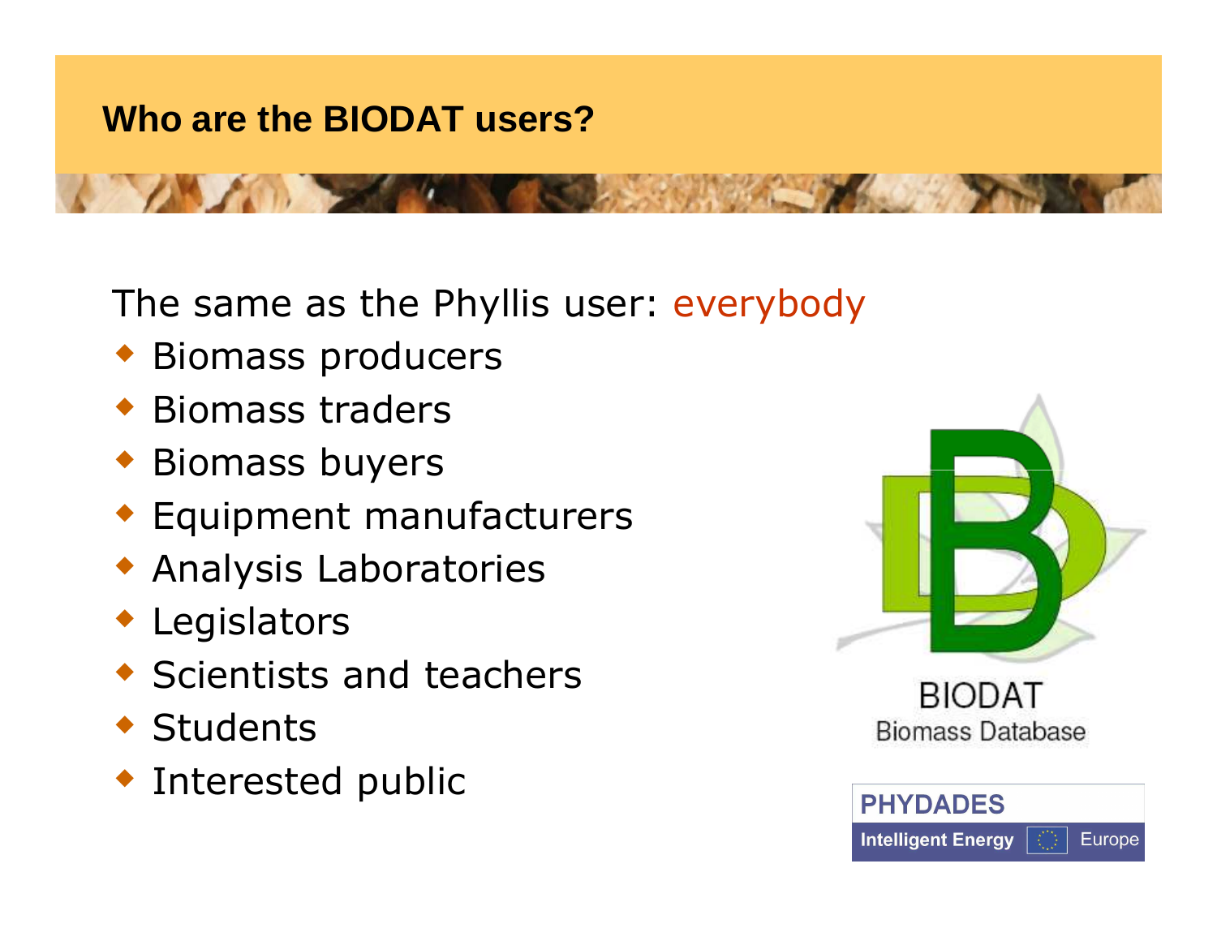# Who are the BIODAT users?

The same as the Phyllis user: everybody

- Biomass producers
- Biomass traders
- Biomass buyers
- Equipment manufacturers
- Analysis Laboratories
- Legislators
- Scientists and teachers
- Students
- Interested public

BIODAT
Biomass Database

PHYDADES
Intelligent Energy Europe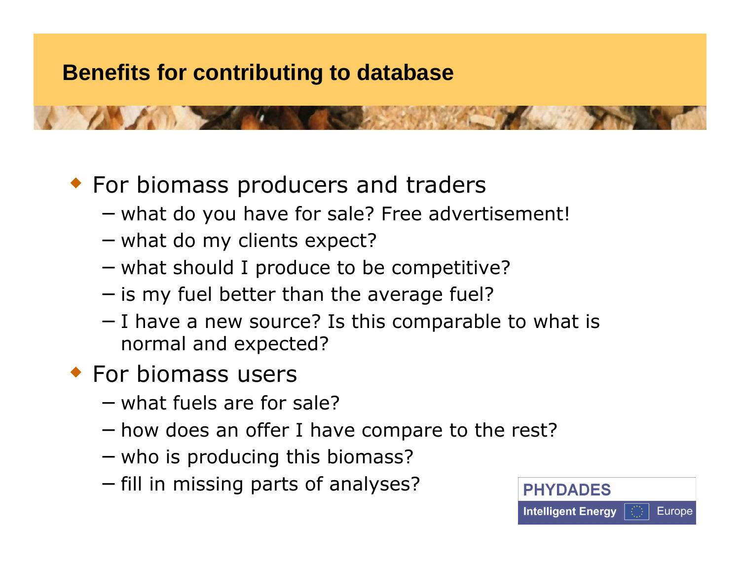# Benefits for contributing to database

- For biomass producers and traders
  - what do you have for sale? Free advertisement!
  - what do my clients expect?
  - what should I produce to be competitive?
  - is my fuel better than the average fuel?
  - I have a new source? Is this comparable to what is normal and expected?
- For biomass users
  - what fuels are for sale?
  - how does an offer I have compare to the rest?
  - who is producing this biomass?
  - fill in missing parts of analyses?

PHYDADES

Intelligent Energy Europe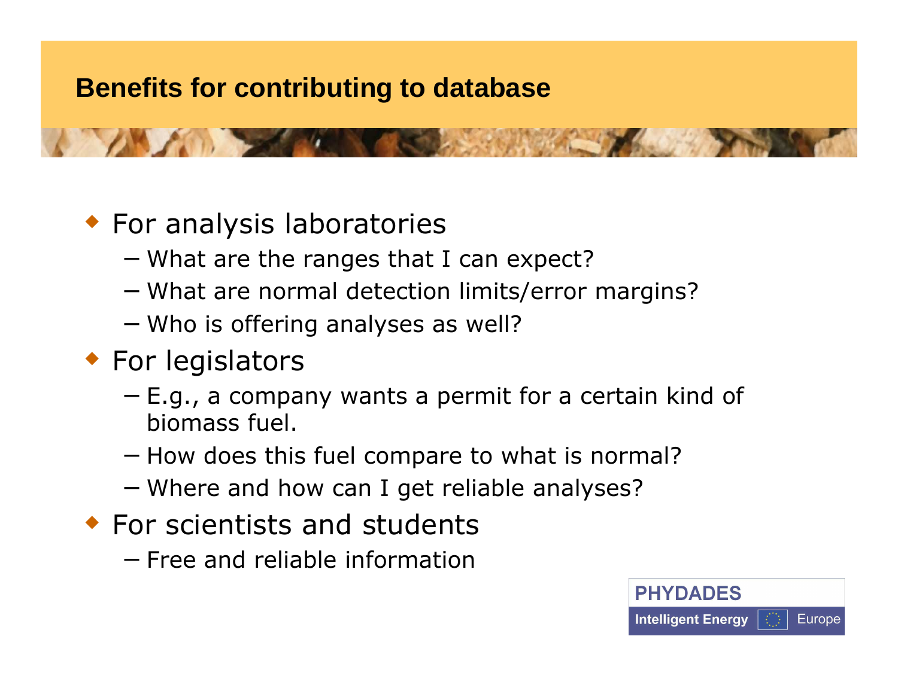## Benefits for contributing to database

- For analysis laboratories
  - What are the ranges that I can expect?
  - What are normal detection limits/error margins?
  - Who is offering analyses as well?
- For legislators
  - E.g., a company wants a permit for a certain kind of biomass fuel.
  - How does this fuel compare to what is normal?
  - Where and how can I get reliable analyses?
- For scientists and students
  - Free and reliable information

PHYDADES

Intelligent Energy Europe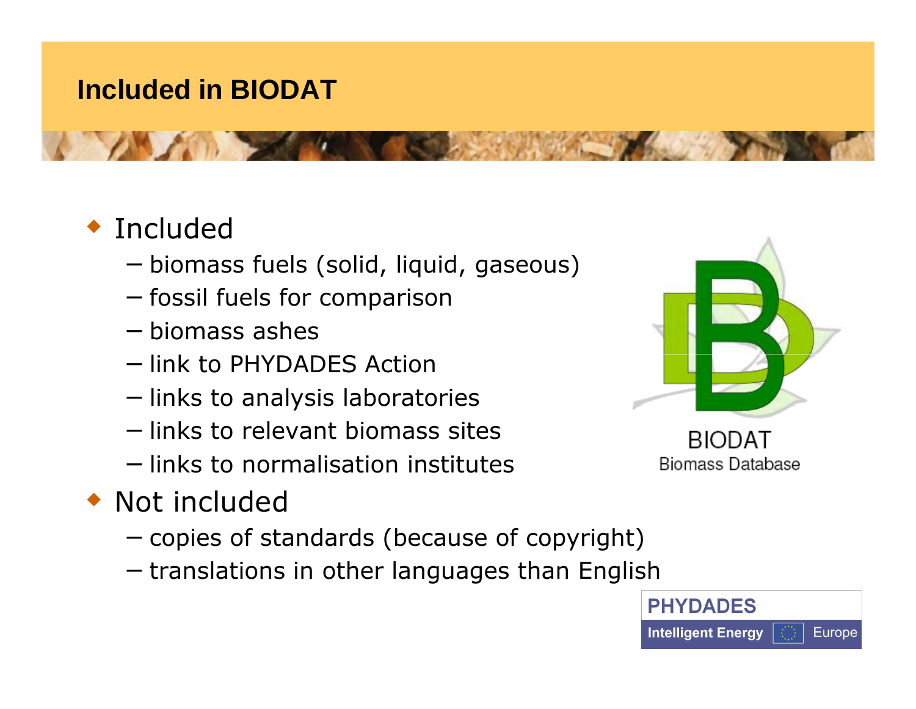## Included in BIODAT

- Included
  - biomass fuels (solid, liquid, gaseous)
  - fossil fuels for comparison
  - biomass ashes
  - link to PHYDADES Action
  - links to analysis laboratories
  - links to relevant biomass sites
  - links to normalisation institutes
- Not included
  - copies of standards (because of copyright)
  - translations in other languages than English

BIODAT
Biomass Database

PHYDADES
Intelligent Energy Europe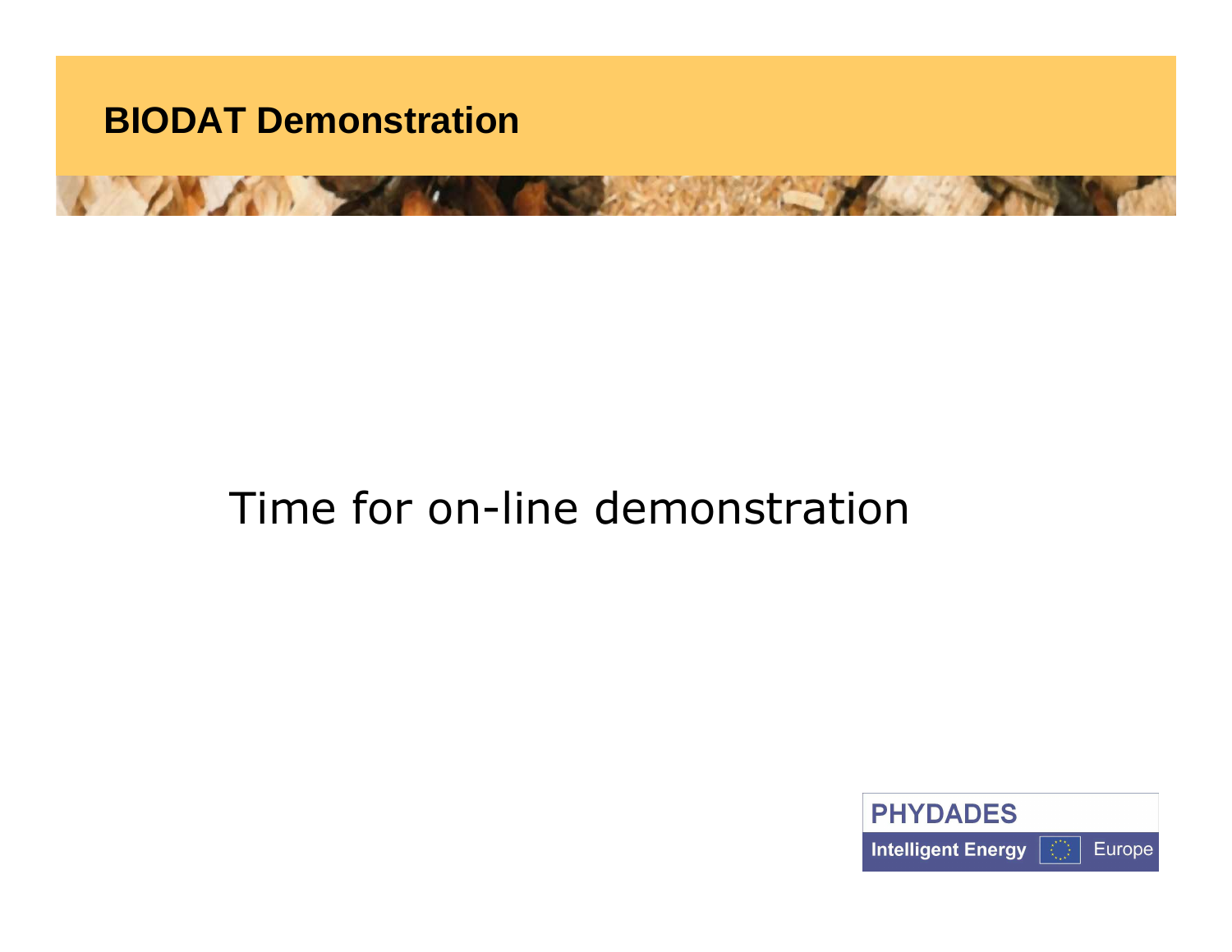# BIODAT Demonstration

Time for on-line demonstration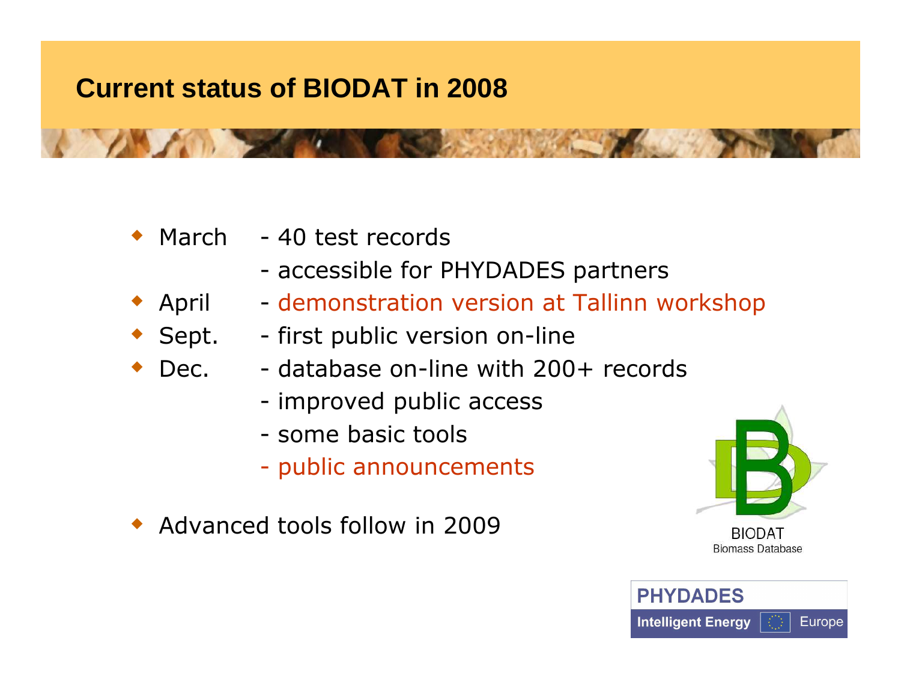# Current status of BIODAT in 2008

- March - 40 test records
  - accessible for PHYDADES partners
- April - demonstration version at Tallinn workshop
- Sept. - first public version on-line
- Dec. - database on-line with 200+ records
  - improved public access
  - some basic tools
  - public announcements

- Advanced tools follow in 2009

BIODAT
Biomass Database

PHYDADES
Intelligent Energy Europe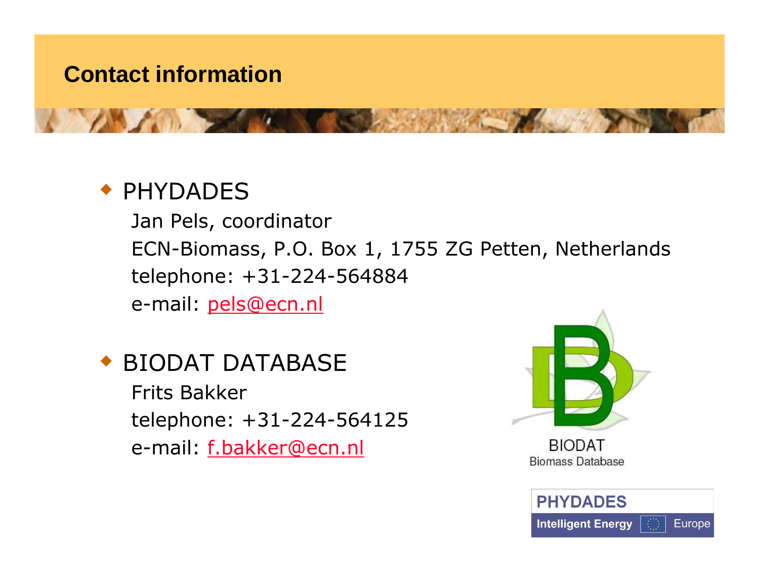# Contact information

- PHYDADES

  Jan Pels, coordinator

  ECN-Biomass, P.O. Box 1, 1755 ZG Petten, Netherlands

  telephone: +31-224-564884

  e-mail: pels@ecn.nl

- BIODAT DATABASE

  Frits Bakker

  telephone: +31-224-564125

  e-mail: f.bakker@ecn.nl

BIODAT
Biomass Database

PHYDADES
Intelligent Energy Europe